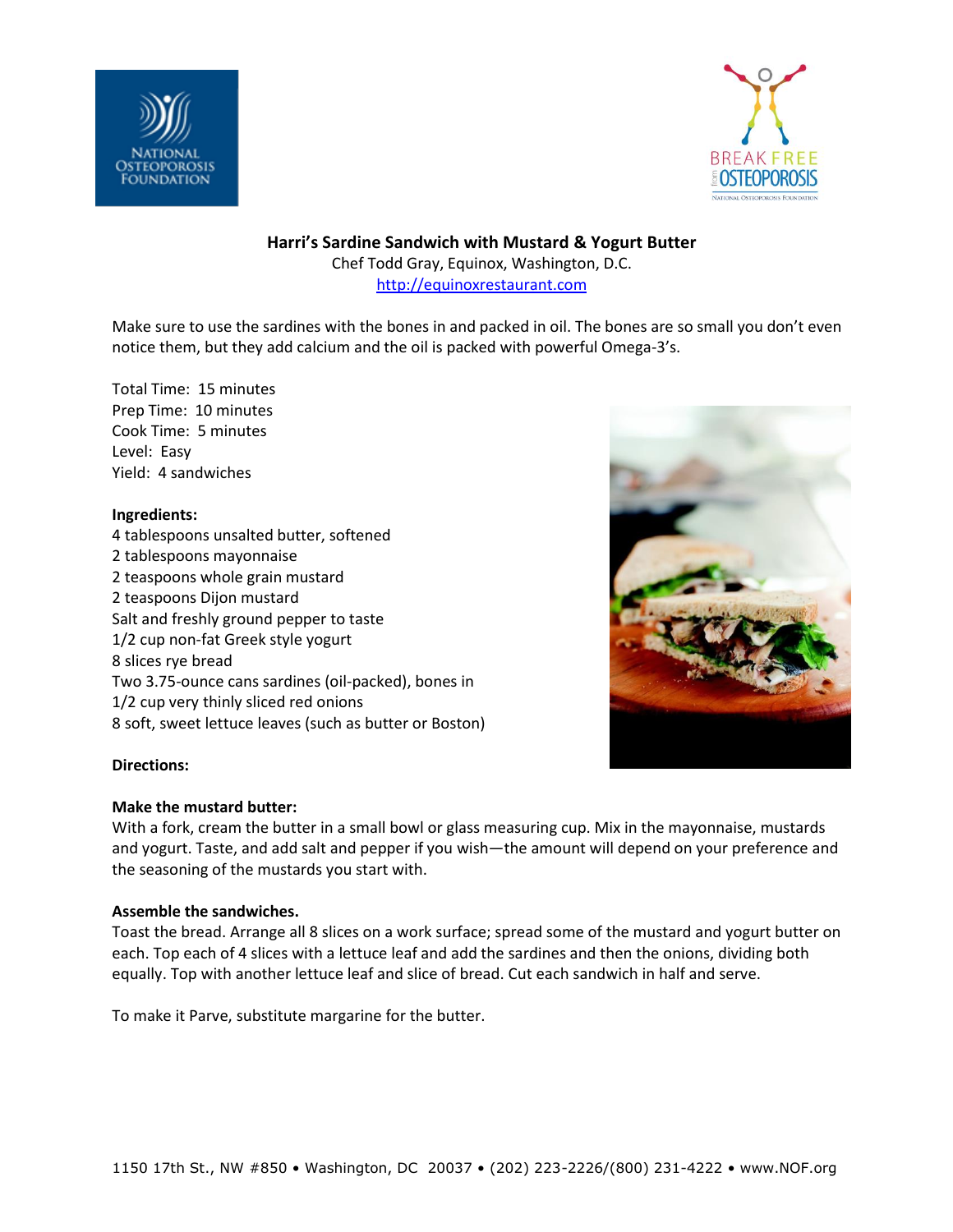# Harri's Sardine Sandwich with Mustard & Yogurt Butter

Chef Todd Gray, Equinox, Washington, D.C.

http://equinoxrestaurant.com

Make sure to use the sardines with the bones in and packed in oil. The bones are so small you don't even notice them, but they add calcium and the oil is packed with powerful Omega-3's.

Total Time: 15 minutes
Prep Time: 10 minutes
Cook Time: 5 minutes
Level: Easy
Yield: 4 sandwiches

**Ingredients:**

4 tablespoons unsalted butter, softened
2 tablespoons mayonnaise
2 teaspoons whole grain mustard
2 teaspoons Dijon mustard
Salt and freshly ground pepper to taste
1/2 cup non-fat Greek style yogurt
8 slices rye bread
Two 3.75-ounce cans sardines (oil-packed), bones in
1/2 cup very thinly sliced red onions
8 soft, sweet lettuce leaves (such as butter or Boston)

**Directions:**

**Make the mustard butter:**

With a fork, cream the butter in a small bowl or glass measuring cup. Mix in the mayonnaise, mustards and yogurt. Taste, and add salt and pepper if you wish—the amount will depend on your preference and the seasoning of the mustards you start with.

**Assemble the sandwiches.**

Toast the bread. Arrange all 8 slices on a work surface; spread some of the mustard and yogurt butter on each. Top each of 4 slices with a lettuce leaf and add the sardines and then the onions, dividing both equally. Top with another lettuce leaf and slice of bread. Cut each sandwich in half and serve.

To make it Parve, substitute margarine for the butter.

1150 17th St., NW #850 • Washington, DC 20037 • (202) 223-2226/(800) 231-4222 • www.NOF.org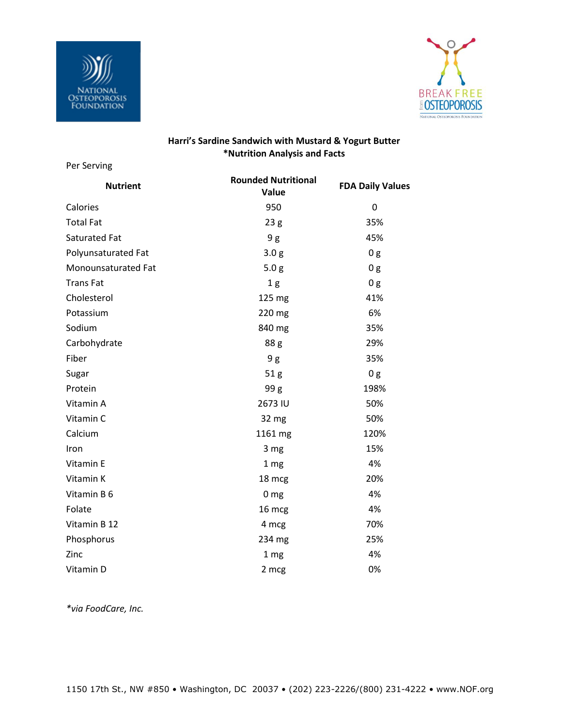**Harri's Sardine Sandwich with Mustard & Yogurt Butter**
***Nutrition Analysis and Facts**

Per Serving

| Nutrient | Rounded Nutritional Value | FDA Daily Values |
|---|---|---|
| Calories | 950 | 0 |
| Total Fat | 23 g | 35% |
| Saturated Fat | 9 g | 45% |
| Polyunsaturated Fat | 3.0 g | 0 g |
| Monounsaturated Fat | 5.0 g | 0 g |
| Trans Fat | 1 g | 0 g |
| Cholesterol | 125 mg | 41% |
| Potassium | 220 mg | 6% |
| Sodium | 840 mg | 35% |
| Carbohydrate | 88 g | 29% |
| Fiber | 9 g | 35% |
| Sugar | 51 g | 0 g |
| Protein | 99 g | 198% |
| Vitamin A | 2673 IU | 50% |
| Vitamin C | 32 mg | 50% |
| Calcium | 1161 mg | 120% |
| Iron | 3 mg | 15% |
| Vitamin E | 1 mg | 4% |
| Vitamin K | 18 mcg | 20% |
| Vitamin B 6 | 0 mg | 4% |
| Folate | 16 mcg | 4% |
| Vitamin B 12 | 4 mcg | 70% |
| Phosphorus | 234 mg | 25% |
| Zinc | 1 mg | 4% |
| Vitamin D | 2 mcg | 0% |

*\*via FoodCare, Inc.*

1150 17th St., NW #850 • Washington, DC 20037 • (202) 223-2226/(800) 231-4222 • www.NOF.org